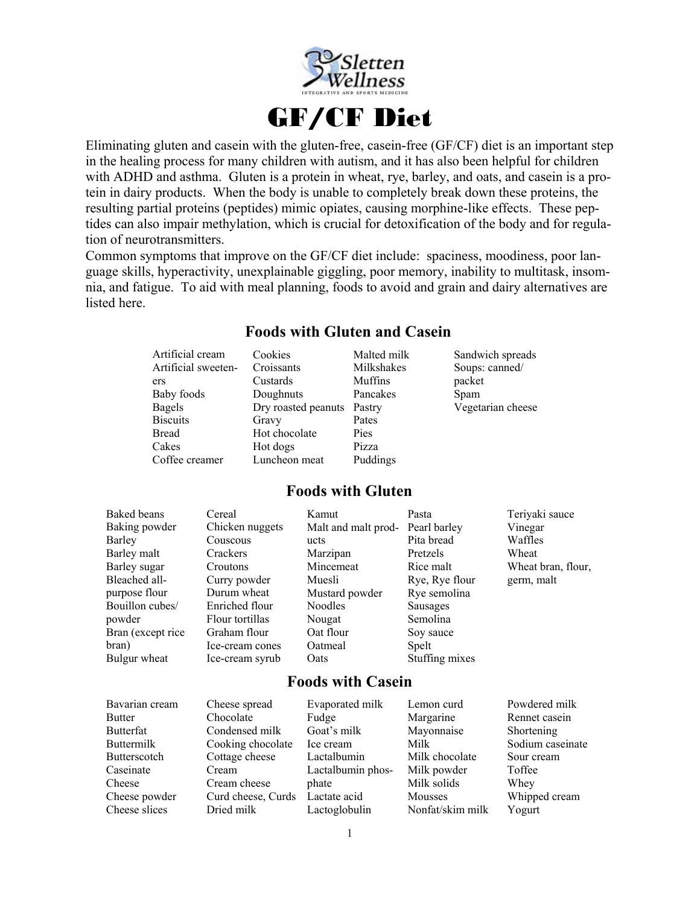Sletten Wellness

INTEGRATIVE AND SPORTS MEDICINE

# GF/CF Diet

Eliminating gluten and casein with the gluten-free, casein-free (GF/CF) diet is an important step in the healing process for many children with autism, and it has also been helpful for children with ADHD and asthma. Gluten is a protein in wheat, rye, barley, and oats, and casein is a protein in dairy products. When the body is unable to completely break down these proteins, the resulting partial proteins (peptides) mimic opiates, causing morphine-like effects. These peptides can also impair methylation, which is crucial for detoxification of the body and for regulation of neurotransmitters.

Common symptoms that improve on the GF/CF diet include: spaciness, moodiness, poor language skills, hyperactivity, unexplainable giggling, poor memory, inability to multitask, insomnia, and fatigue. To aid with meal planning, foods to avoid and grain and dairy alternatives are listed here.

## Foods with Gluten and Casein

- Artificial cream
- Artificial sweeteners
- Baby foods
- Bagels
- Biscuits
- Bread
- Cakes
- Coffee creamer
- Cookies
- Croissants
- Custards
- Doughnuts
- Dry roasted peanuts
- Gravy
- Hot chocolate
- Hot dogs
- Luncheon meat
- Malted milk
- Milkshakes
- Muffins
- Pancakes
- Pastry
- Pates
- Pies
- Pizza
- Puddings
- Sandwich spreads
- Soups: canned/packet
- Spam
- Vegetarian cheese

## Foods with Gluten

- Baked beans
- Baking powder
- Barley
- Barley malt
- Barley sugar
- Bleached all-purpose flour
- Bouillon cubes/powder
- Bran (except rice bran)
- Bulgur wheat
- Cereal
- Chicken nuggets
- Couscous
- Crackers
- Croutons
- Curry powder
- Durum wheat
- Enriched flour
- Flour tortillas
- Graham flour
- Ice-cream cones
- Ice-cream syrup
- Kamut
- Malt and malt products
- Marzipan
- Mincemeat
- Muesli
- Mustard powder
- Noodles
- Nougat
- Oat flour
- Oatmeal
- Oats
- Pasta
- Pearl barley
- Pita bread
- Pretzels
- Rice malt
- Rye, Rye flour
- Rye semolina
- Sausages
- Semolina
- Soy sauce
- Spelt
- Stuffing mixes
- Teriyaki sauce
- Vinegar
- Waffles
- Wheat
- Wheat bran, flour, germ, malt

## Foods with Casein

- Bavarian cream
- Butter
- Butterfat
- Buttermilk
- Butterscotch
- Caseinate
- Cheese
- Cheese powder
- Cheese slices
- Cheese spread
- Chocolate
- Condensed milk
- Cooking chocolate
- Cottage cheese
- Cream
- Cream cheese
- Curd cheese, Curds
- Dried milk
- Evaporated milk
- Fudge
- Goat's milk
- Ice cream
- Lactalbumin
- Lactalbumin phosphate
- Lactate acid
- Lactoglobulin
- Lemon curd
- Margarine
- Mayonnaise
- Milk
- Milk chocolate
- Milk powder
- Milk solids
- Mousses
- Nonfat/skim milk
- Powdered milk
- Rennet casein
- Shortening
- Sodium caseinate
- Sour cream
- Toffee
- Whey
- Whipped cream
- Yogurt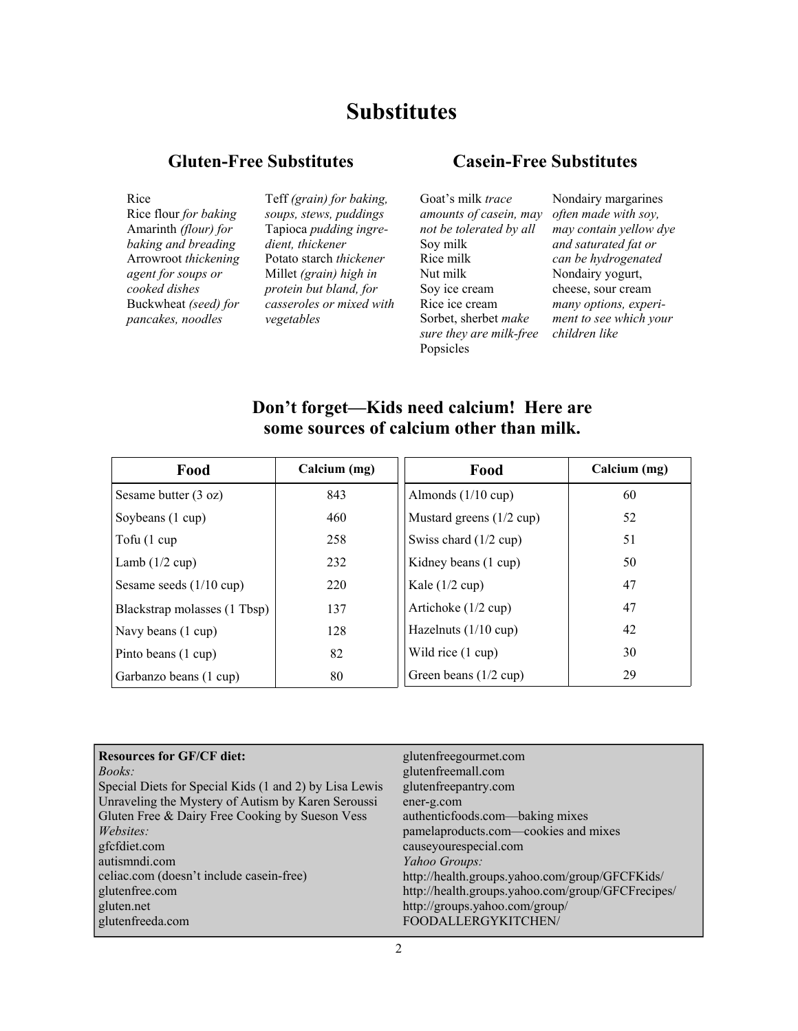# Substitutes

## Gluten-Free Substitutes

Rice
Rice flour *for baking*
Amarinth *(flour) for baking and breading*
Arrowroot *thickening agent for soups or cooked dishes*
Buckwheat *(seed) for pancakes, noodles*
Teff *(grain) for baking, soups, stews, puddings*
Tapioca *pudding ingredient, thickener*
Potato starch *thickener*
Millet *(grain) high in protein but bland, for casseroles or mixed with vegetables*

## Casein-Free Substitutes

Goat's milk *trace amounts of casein, may not be tolerated by all*
Soy milk
Rice milk
Nut milk
Soy ice cream
Rice ice cream
Sorbet, sherbet *make sure they are milk-free*
Popsicles
Nondairy margarines *often made with soy, may contain yellow dye and saturated fat or can be hydrogenated*
Nondairy yogurt, cheese, sour cream *many options, experiment to see which your children like*

## Don't forget—Kids need calcium! Here are some sources of calcium other than milk.

| Food | Calcium (mg) |
|---|---|
| Sesame butter (3 oz) | 843 |
| Soybeans (1 cup) | 460 |
| Tofu (1 cup | 258 |
| Lamb (1/2 cup) | 232 |
| Sesame seeds (1/10 cup) | 220 |
| Blackstrap molasses (1 Tbsp) | 137 |
| Navy beans (1 cup) | 128 |
| Pinto beans (1 cup) | 82 |
| Garbanzo beans (1 cup) | 80 |

| Food | Calcium (mg) |
|---|---|
| Almonds (1/10 cup) | 60 |
| Mustard greens (1/2 cup) | 52 |
| Swiss chard (1/2 cup) | 51 |
| Kidney beans (1 cup) | 50 |
| Kale (1/2 cup) | 47 |
| Artichoke (1/2 cup) | 47 |
| Hazelnuts (1/10 cup) | 42 |
| Wild rice (1 cup) | 30 |
| Green beans (1/2 cup) | 29 |

**Resources for GF/CF diet:**

*Books:*
Special Diets for Special Kids (1 and 2) by Lisa Lewis
Unraveling the Mystery of Autism by Karen Seroussi
Gluten Free & Dairy Free Cooking by Sueson Vess

*Websites:*
gfcfdiet.com
autismndi.com
celiac.com (doesn't include casein-free)
glutenfree.com
gluten.net
glutenfreeda.com
glutenfreegourmet.com
glutenfreemall.com
glutenfreepantry.com
ener-g.com
authenticfoods.com—baking mixes
pamelaproducts.com—cookies and mixes
causeyourespecial.com

*Yahoo Groups:*
http://health.groups.yahoo.com/group/GFCFKids/
http://health.groups.yahoo.com/group/GFCFrecipes/
http://groups.yahoo.com/group/FOODALLERGYKITCHEN/